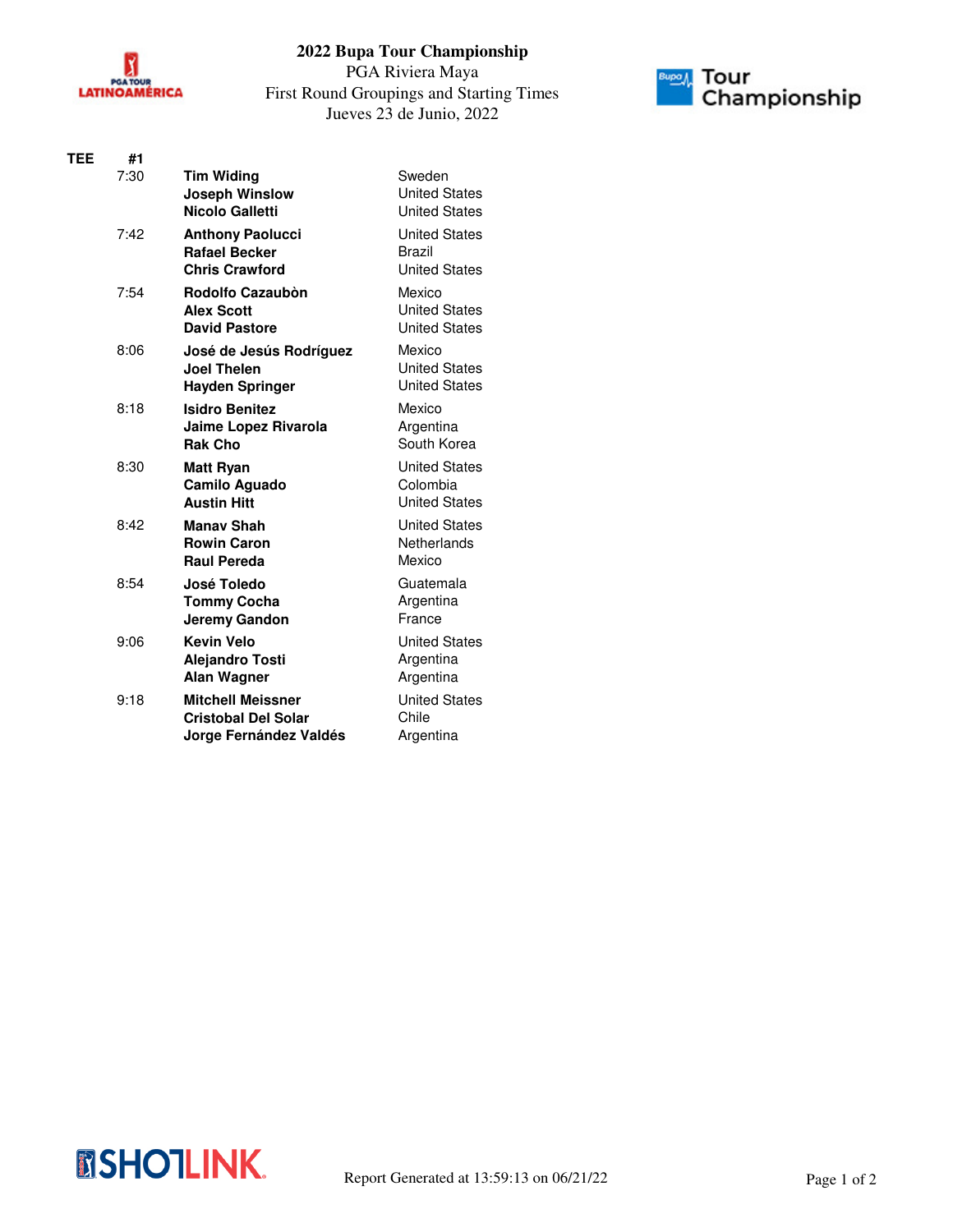# 2022 Bupa Tour Championship

PGA Riviera Maya

First Round Groupings and Starting Times

Jueves 23 de Junio, 2022

| TEE | #1 | | |
|---|---|---|---|
| | 7:30 | **Tim Widing** | Sweden |
| | | **Joseph Winslow** | United States |
| | | **Nicolo Galletti** | United States |
| | 7:42 | **Anthony Paolucci** | United States |
| | | **Rafael Becker** | Brazil |
| | | **Chris Crawford** | United States |
| | 7:54 | **Rodolfo Cazaubòn** | Mexico |
| | | **Alex Scott** | United States |
| | | **David Pastore** | United States |
| | 8:06 | **José de Jesús Rodríguez** | Mexico |
| | | **Joel Thelen** | United States |
| | | **Hayden Springer** | United States |
| | 8:18 | **Isidro Benitez** | Mexico |
| | | **Jaime Lopez Rivarola** | Argentina |
| | | **Rak Cho** | South Korea |
| | 8:30 | **Matt Ryan** | United States |
| | | **Camilo Aguado** | Colombia |
| | | **Austin Hitt** | United States |
| | 8:42 | **Manav Shah** | United States |
| | | **Rowin Caron** | Netherlands |
| | | **Raul Pereda** | Mexico |
| | 8:54 | **José Toledo** | Guatemala |
| | | **Tommy Cocha** | Argentina |
| | | **Jeremy Gandon** | France |
| | 9:06 | **Kevin Velo** | United States |
| | | **Alejandro Tosti** | Argentina |
| | | **Alan Wagner** | Argentina |
| | 9:18 | **Mitchell Meissner** | United States |
| | | **Cristobal Del Solar** | Chile |
| | | **Jorge Fernández Valdés** | Argentina |

Report Generated at 13:59:13 on 06/21/22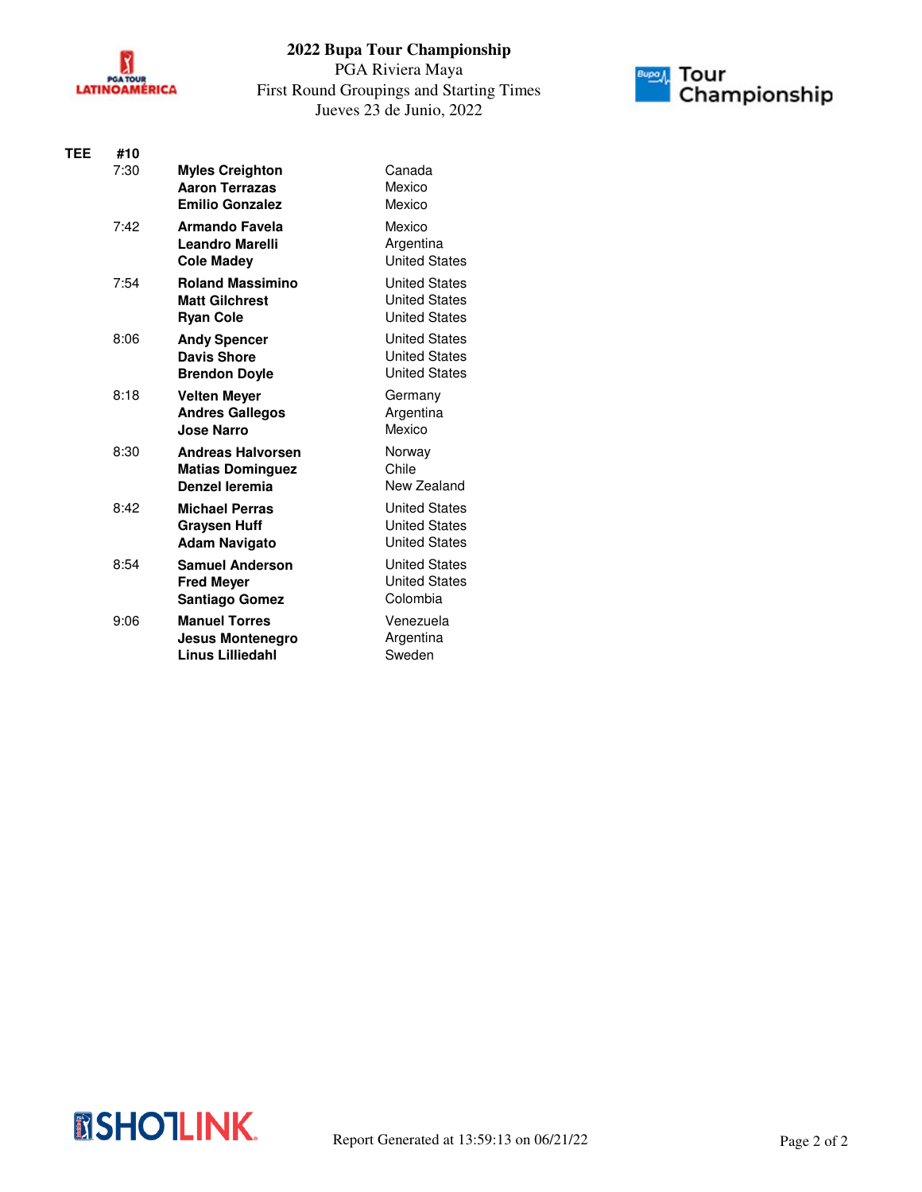# 2022 Bupa Tour Championship

PGA Riviera Maya

First Round Groupings and Starting Times

Jueves 23 de Junio, 2022

| TEE | #10 | | |
|---|---|---|---|
| | 7:30 | **Myles Creighton** | Canada |
| | | **Aaron Terrazas** | Mexico |
| | | **Emilio Gonzalez** | Mexico |
| | 7:42 | **Armando Favela** | Mexico |
| | | **Leandro Marelli** | Argentina |
| | | **Cole Madey** | United States |
| | 7:54 | **Roland Massimino** | United States |
| | | **Matt Gilchrest** | United States |
| | | **Ryan Cole** | United States |
| | 8:06 | **Andy Spencer** | United States |
| | | **Davis Shore** | United States |
| | | **Brendon Doyle** | United States |
| | 8:18 | **Velten Meyer** | Germany |
| | | **Andres Gallegos** | Argentina |
| | | **Jose Narro** | Mexico |
| | 8:30 | **Andreas Halvorsen** | Norway |
| | | **Matias Dominguez** | Chile |
| | | **Denzel Ieremia** | New Zealand |
| | 8:42 | **Michael Perras** | United States |
| | | **Graysen Huff** | United States |
| | | **Adam Navigato** | United States |
| | 8:54 | **Samuel Anderson** | United States |
| | | **Fred Meyer** | United States |
| | | **Santiago Gomez** | Colombia |
| | 9:06 | **Manuel Torres** | Venezuela |
| | | **Jesus Montenegro** | Argentina |
| | | **Linus Lilliedahl** | Sweden |

Report Generated at 13:59:13 on 06/21/22